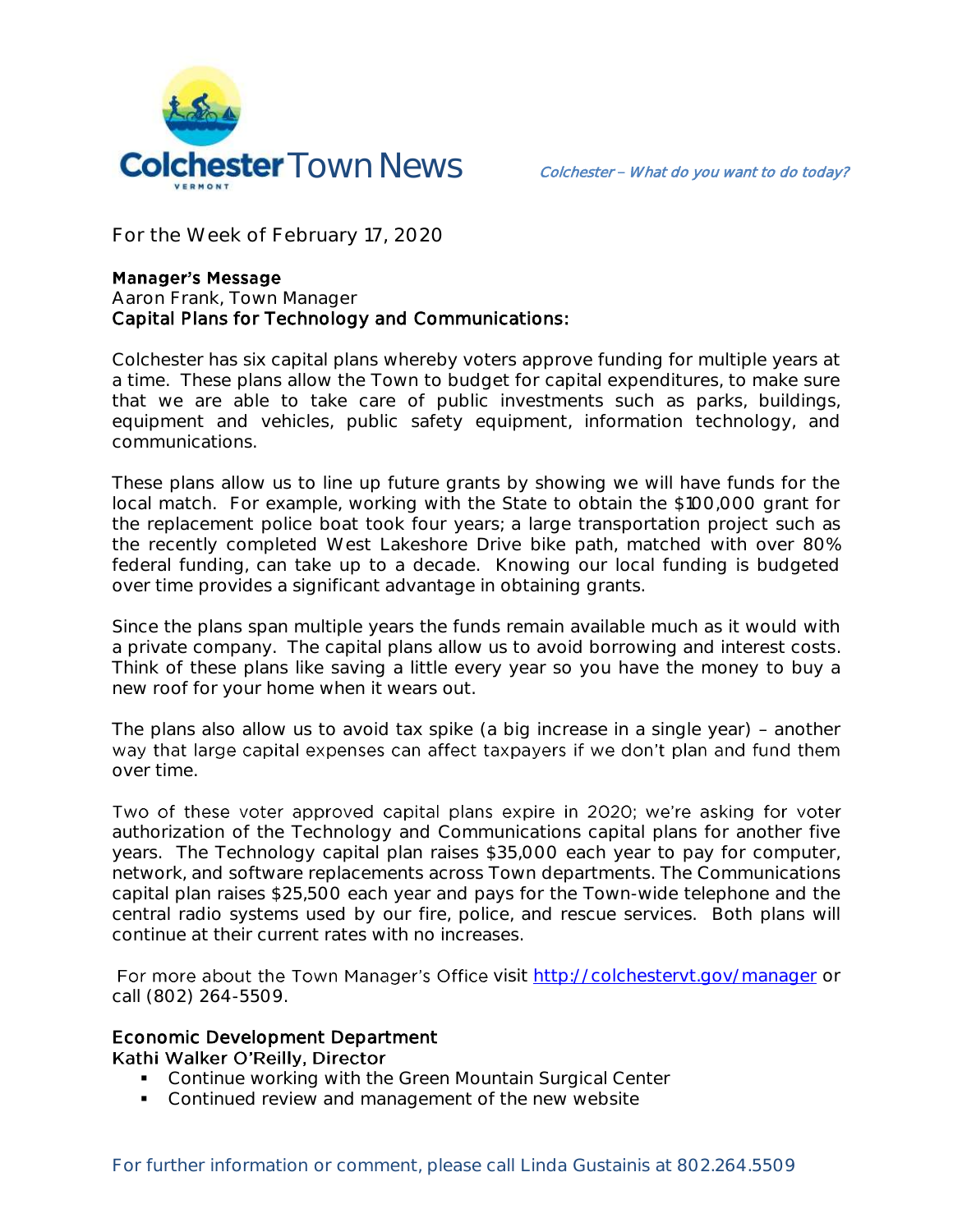# Colchester Town News

*Colchester – What do you want to do today?*

For the Week of February 17, 2020

## Manager's Message

Aaron Frank, Town Manager

**Capital Plans for Technology and Communications:**

Colchester has six capital plans whereby voters approve funding for multiple years at a time. These plans allow the Town to budget for capital expenditures, to make sure that we are able to take care of public investments such as parks, buildings, equipment and vehicles, public safety equipment, information technology, and communications.

These plans allow us to line up future grants by showing we will have funds for the local match. For example, working with the State to obtain the $100,000 grant for the replacement police boat took four years; a large transportation project such as the recently completed West Lakeshore Drive bike path, matched with over 80% federal funding, can take up to a decade. Knowing our local funding is budgeted over time provides a significant advantage in obtaining grants.

Since the plans span multiple years the funds remain available much as it would with a private company. The capital plans allow us to avoid borrowing and interest costs. Think of these plans like saving a little every year so you have the money to buy a new roof for your home when it wears out.

The plans also allow us to avoid tax spike (a big increase in a single year) – another way that large capital expenses can affect taxpayers if we don't plan and fund them over time.

Two of these voter approved capital plans expire in 2020; we're asking for voter authorization of the Technology and Communications capital plans for another five years. The Technology capital plan raises $35,000 each year to pay for computer, network, and software replacements across Town departments. The Communications capital plan raises $25,500 each year and pays for the Town-wide telephone and the central radio systems used by our fire, police, and rescue services. Both plans will continue at their current rates with no increases.

For more about the Town Manager's Office visit http://colchestervt.gov/manager or call (802) 264-5509.

## Economic Development Department

**Kathi Walker O'Reilly, Director**

- Continue working with the Green Mountain Surgical Center
- Continued review and management of the new website

For further information or comment, please call Linda Gustainis at 802.264.5509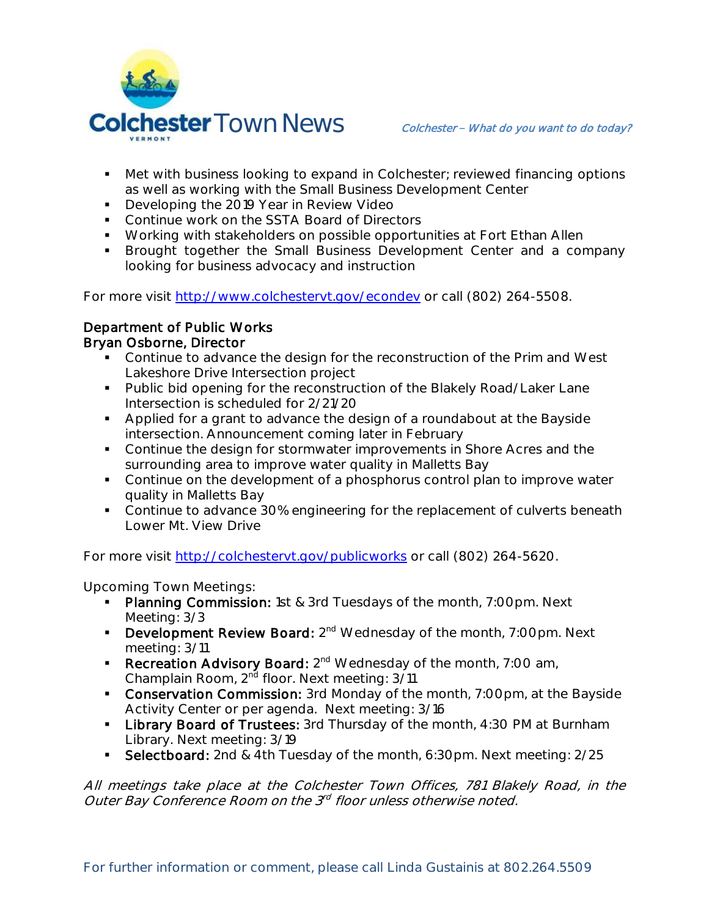- Met with business looking to expand in Colchester; reviewed financing options as well as working with the Small Business Development Center
- Developing the 2019 Year in Review Video
- Continue work on the SSTA Board of Directors
- Working with stakeholders on possible opportunities at Fort Ethan Allen
- Brought together the Small Business Development Center and a company looking for business advocacy and instruction

For more visit http://www.colchestervt.gov/econdev or call (802) 264-5508.

**Department of Public Works**
**Bryan Osborne, Director**

- Continue to advance the design for the reconstruction of the Prim and West Lakeshore Drive Intersection project
- Public bid opening for the reconstruction of the Blakely Road/Laker Lane Intersection is scheduled for 2/21/20
- Applied for a grant to advance the design of a roundabout at the Bayside intersection. Announcement coming later in February
- Continue the design for stormwater improvements in Shore Acres and the surrounding area to improve water quality in Malletts Bay
- Continue on the development of a phosphorus control plan to improve water quality in Malletts Bay
- Continue to advance 30% engineering for the replacement of culverts beneath Lower Mt. View Drive

For more visit http://colchestervt.gov/publicworks or call (802) 264-5620.

Upcoming Town Meetings:

- **Planning Commission:** 1st & 3rd Tuesdays of the month, 7:00pm. Next Meeting: 3/3
- **Development Review Board:** 2nd Wednesday of the month, 7:00pm. Next meeting: 3/11
- **Recreation Advisory Board:** 2nd Wednesday of the month, 7:00 am, Champlain Room, 2nd floor. Next meeting: 3/11
- **Conservation Commission:** 3rd Monday of the month, 7:00pm, at the Bayside Activity Center or per agenda. Next meeting: 3/16
- **Library Board of Trustees:** 3rd Thursday of the month, 4:30 PM at Burnham Library. Next meeting: 3/19
- **Selectboard:** 2nd & 4th Tuesday of the month, 6:30pm. Next meeting: 2/25

*All meetings take place at the Colchester Town Offices, 781 Blakely Road, in the Outer Bay Conference Room on the 3rd floor unless otherwise noted.*

For further information or comment, please call Linda Gustainis at 802.264.5509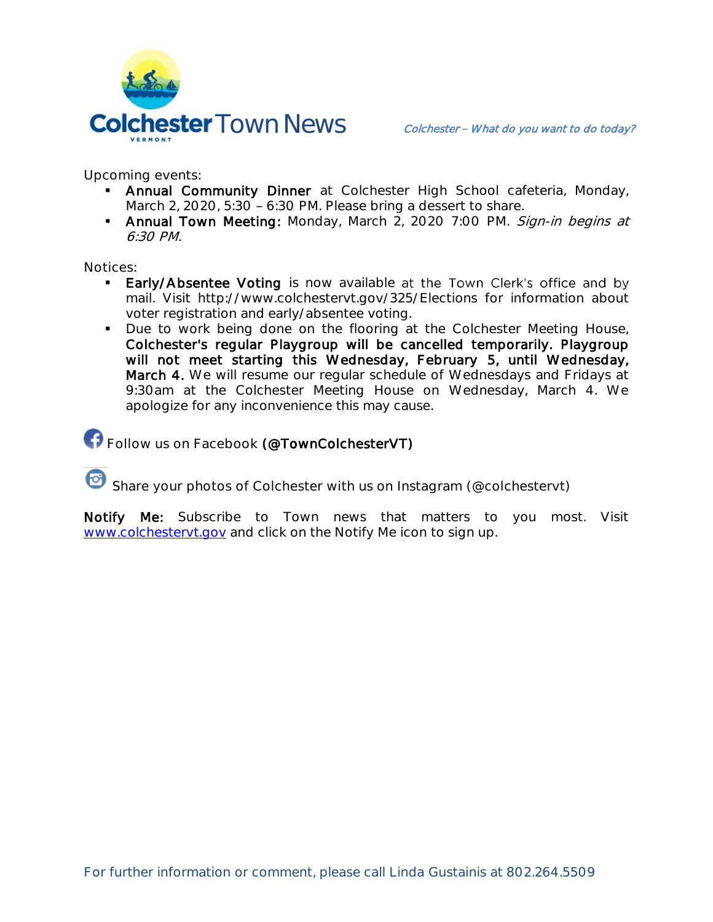Colchester Town News

*Colchester – What do you want to do today?*

Upcoming events:

- **Annual Community Dinner** at Colchester High School cafeteria, Monday, March 2, 2020, 5:30 – 6:30 PM. Please bring a dessert to share.
- **Annual Town Meeting:** Monday, March 2, 2020 7:00 PM. *Sign-in begins at 6:30 PM.*

Notices:

- **Early/Absentee Voting** is now available at the Town Clerk's office and by mail. Visit http://www.colchestervt.gov/325/Elections for information about voter registration and early/absentee voting.
- Due to work being done on the flooring at the Colchester Meeting House, **Colchester's regular Playgroup will be cancelled temporarily. Playgroup will not meet starting this Wednesday, February 5, until Wednesday, March 4.** We will resume our regular schedule of Wednesdays and Fridays at 9:30am at the Colchester Meeting House on Wednesday, March 4. We apologize for any inconvenience this may cause.

Follow us on Facebook **(@TownColchesterVT)**

Share your photos of Colchester with us on Instagram (@colchestervt)

**Notify Me:** Subscribe to Town news that matters to you most. Visit [www.colchestervt.gov](http://www.colchestervt.gov) and click on the Notify Me icon to sign up.

For further information or comment, please call Linda Gustainis at 802.264.5509